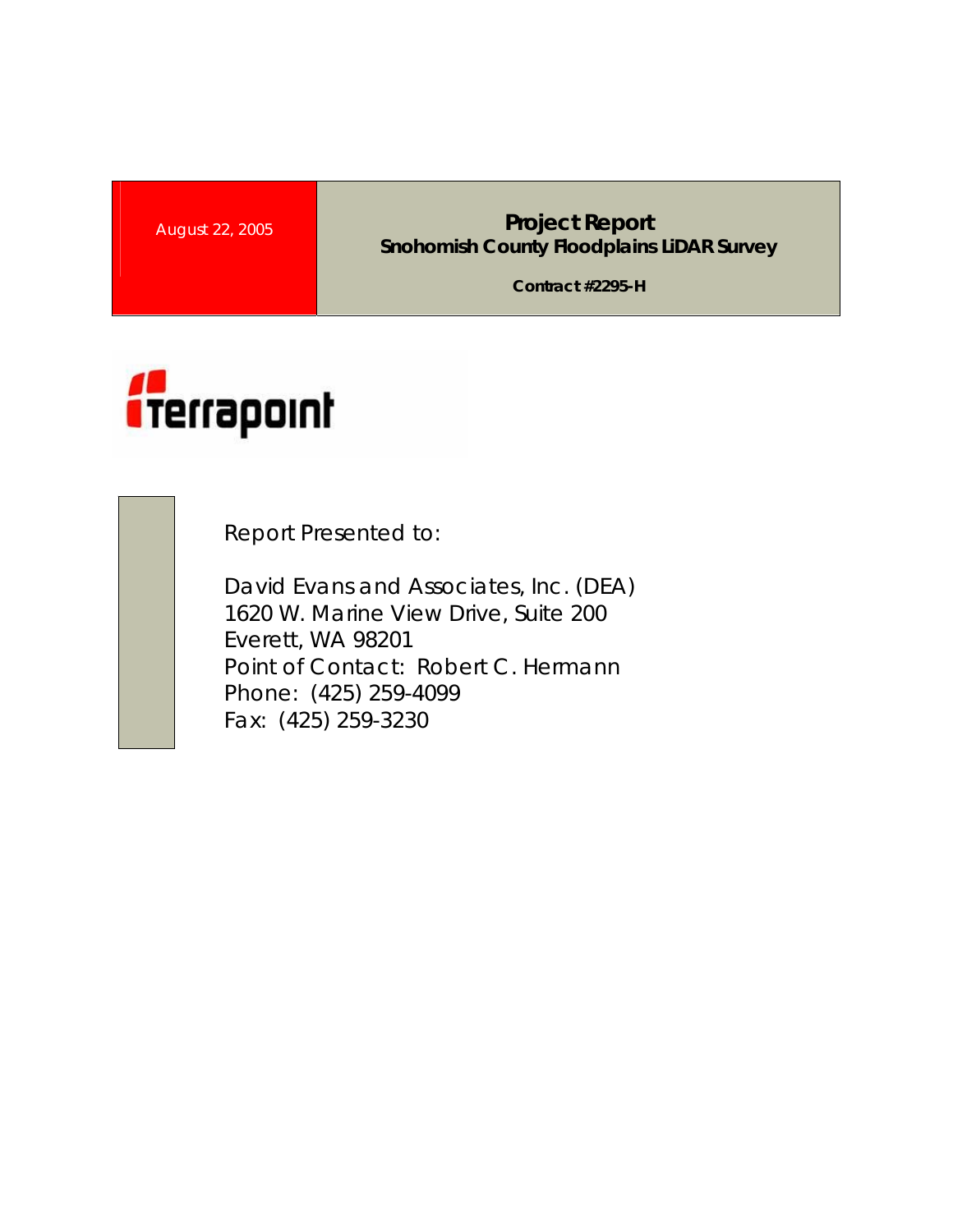August 22, 2005

# Project Report

## Snohomish County Floodplains LiDAR Survey

**Contract #2295-H**

terrapoint

Report Presented to:

David Evans and Associates, Inc. (DEA)
1620 W. Marine View Drive, Suite 200
Everett, WA 98201
Point of Contact: Robert C. Hermann
Phone: (425) 259-4099
Fax: (425) 259-3230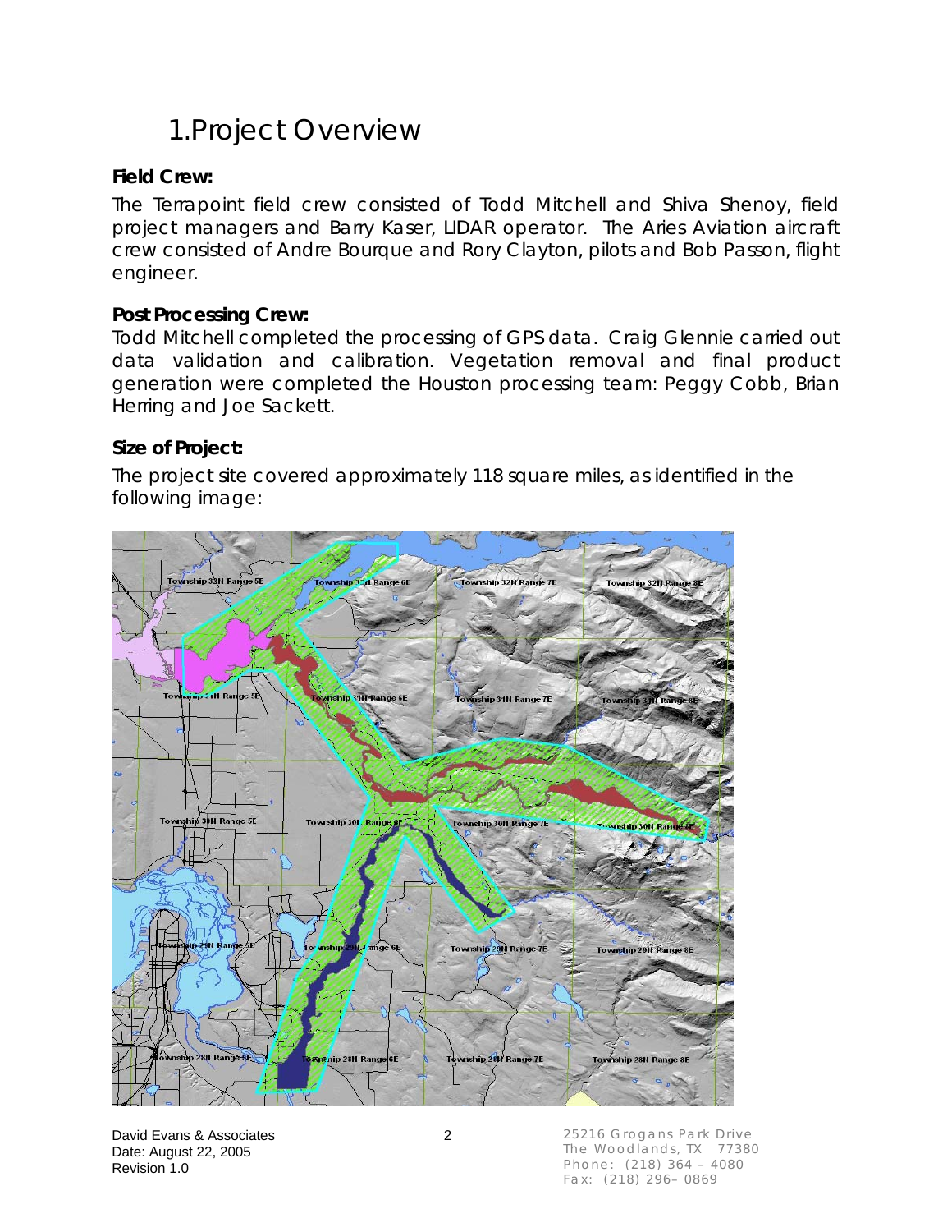# 1.Project Overview

**Field Crew:**

The Terrapoint field crew consisted of Todd Mitchell and Shiva Shenoy, field project managers and Barry Kaser, LIDAR operator. The Aries Aviation aircraft crew consisted of Andre Bourque and Rory Clayton, pilots and Bob Passon, flight engineer.

**Post Processing Crew:**

Todd Mitchell completed the processing of GPS data. Craig Glennie carried out data validation and calibration. Vegetation removal and final product generation were completed the Houston processing team: Peggy Cobb, Brian Herring and Joe Sackett.

**Size of Project:**

The project site covered approximately 118 square miles, as identified in the following image: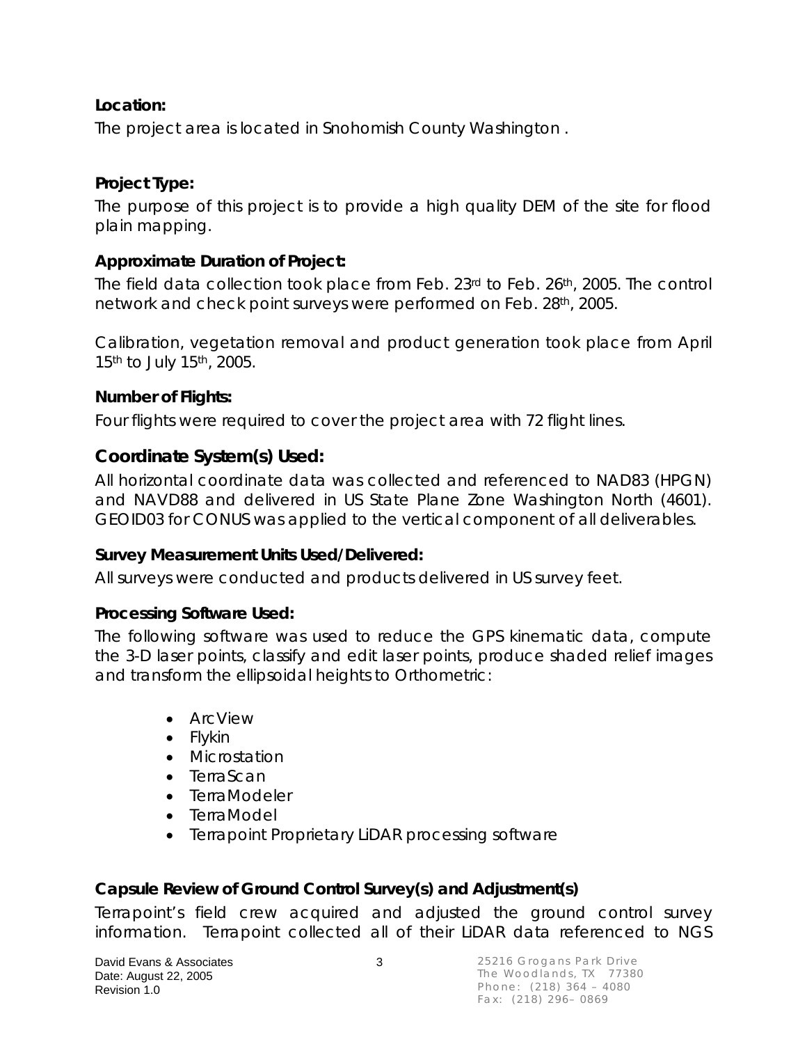**Location:**

The project area is located in Snohomish County Washington .

**Project Type:**

The purpose of this project is to provide a high quality DEM of the site for flood plain mapping.

**Approximate Duration of Project:**

The field data collection took place from Feb. 23rd to Feb. 26th, 2005. The control network and check point surveys were performed on Feb. 28th, 2005.

Calibration, vegetation removal and product generation took place from April 15th to July 15th, 2005.

**Number of Flights:**

Four flights were required to cover the project area with 72 flight lines.

## Coordinate System(s) Used:

All horizontal coordinate data was collected and referenced to NAD83 (HPGN) and NAVD88 and delivered in US State Plane Zone Washington North (4601). GEOID03 for CONUS was applied to the vertical component of all deliverables.

**Survey Measurement Units Used/Delivered:**

All surveys were conducted and products delivered in US survey feet.

**Processing Software Used:**

The following software was used to reduce the GPS kinematic data, compute the 3-D laser points, classify and edit laser points, produce shaded relief images and transform the ellipsoidal heights to Orthometric:

- ArcView
- Flykin
- Microstation
- TerraScan
- TerraModeler
- TerraModel
- Terrapoint Proprietary LiDAR processing software

**Capsule Review of Ground Control Survey(s) and Adjustment(s)**

Terrapoint's field crew acquired and adjusted the ground control survey information. Terrapoint collected all of their LiDAR data referenced to NGS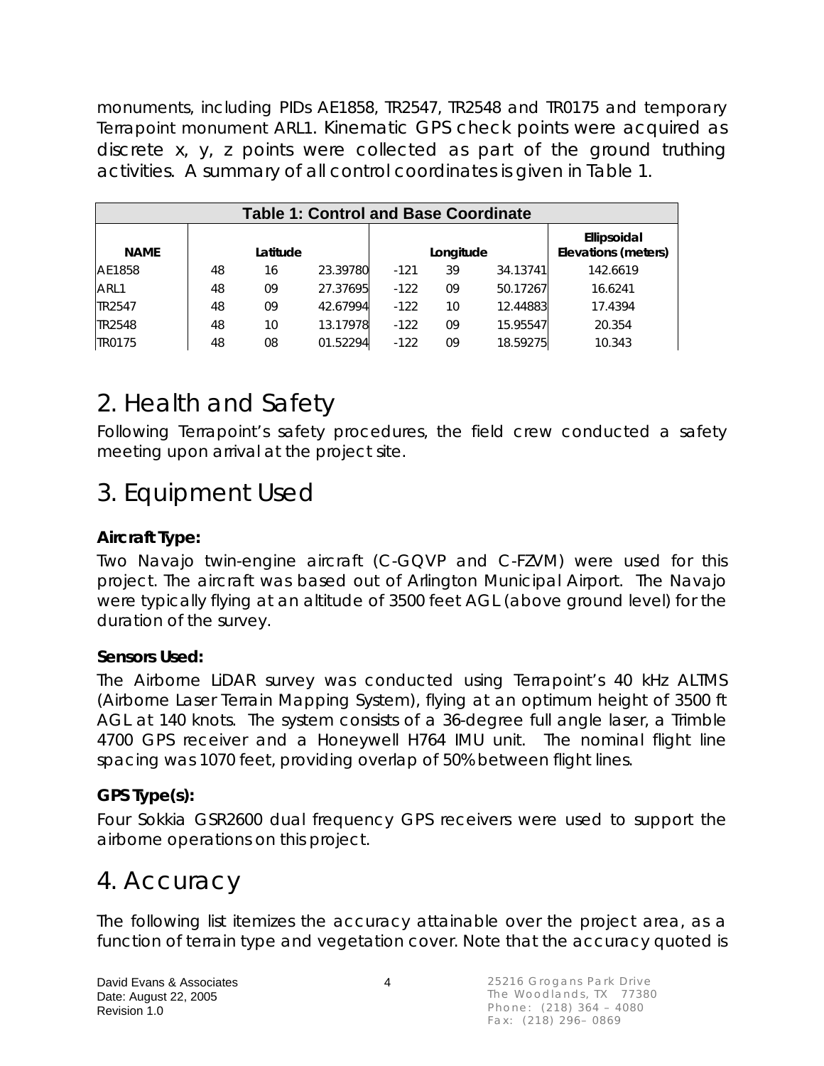monuments, including PIDs AE1858, TR2547, TR2548 and TR0175 and temporary Terrapoint monument ARL1. Kinematic GPS check points were acquired as discrete x, y, z points were collected as part of the ground truthing activities. A summary of all control coordinates is given in Table 1.

| Table 1: Control and Base Coordinate | | | | | | | |
|---|---|---|---|---|---|---|---|
| **NAME** | **Latitude** | | | **Longitude** | | | **Ellipsoidal Elevations (meters)** |
| AE1858 | 48 | 16 | 23.39780 | -121 | 39 | 34.13741 | 142.6619 |
| ARL1 | 48 | 09 | 27.37695 | -122 | 09 | 50.17267 | 16.6241 |
| TR2547 | 48 | 09 | 42.67994 | -122 | 10 | 12.44883 | 17.4394 |
| TR2548 | 48 | 10 | 13.17978 | -122 | 09 | 15.95547 | 20.354 |
| TR0175 | 48 | 08 | 01.52294 | -122 | 09 | 18.59275 | 10.343 |

# 2. Health and Safety

Following Terrapoint's safety procedures, the field crew conducted a safety meeting upon arrival at the project site.

# 3. Equipment Used

**Aircraft Type:**

Two Navajo twin-engine aircraft (C-GQVP and C-FZVM) were used for this project. The aircraft was based out of Arlington Municipal Airport. The Navajo were typically flying at an altitude of 3500 feet AGL (above ground level) for the duration of the survey.

**Sensors Used:**

The Airborne LiDAR survey was conducted using Terrapoint's 40 kHz ALTMS (Airborne Laser Terrain Mapping System), flying at an optimum height of 3500 ft AGL at 140 knots. The system consists of a 36-degree full angle laser, a Trimble 4700 GPS receiver and a Honeywell H764 IMU unit. The nominal flight line spacing was 1070 feet, providing overlap of 50% between flight lines.

**GPS Type(s):**

Four Sokkia GSR2600 dual frequency GPS receivers were used to support the airborne operations on this project.

# 4. Accuracy

The following list itemizes the accuracy attainable over the project area, as a function of terrain type and vegetation cover. Note that the accuracy quoted is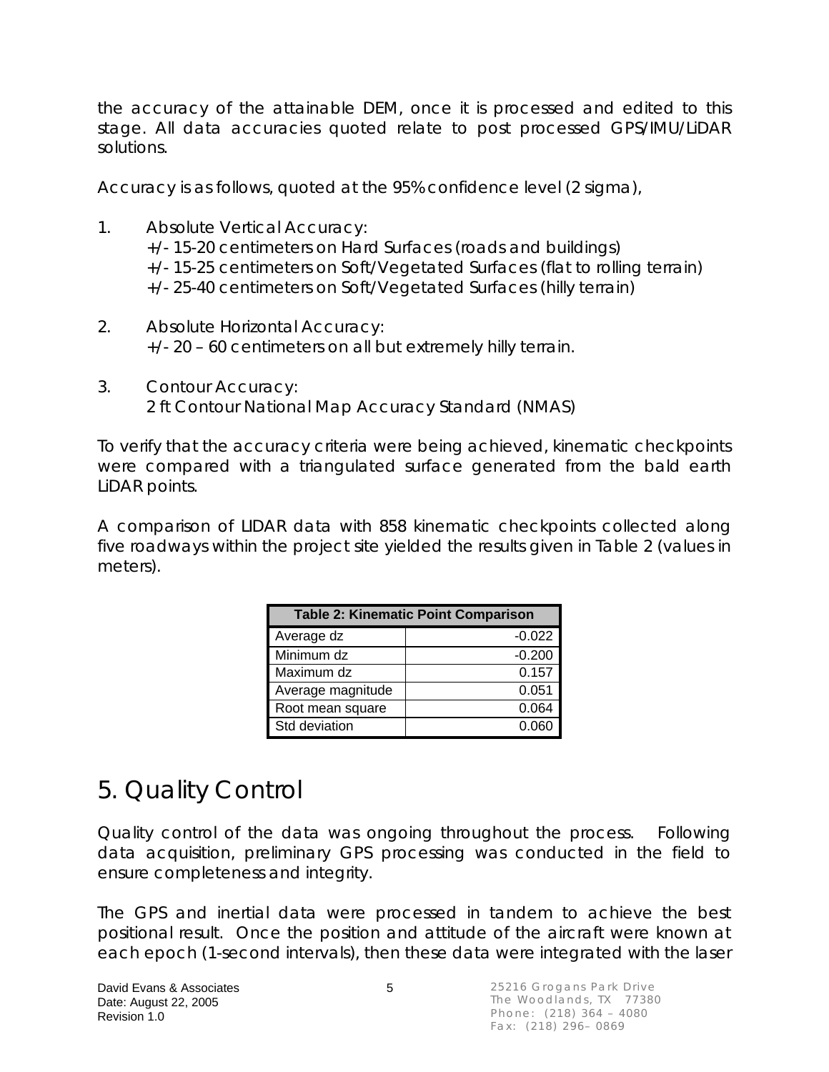the accuracy of the attainable DEM, once it is processed and edited to this stage. All data accuracies quoted relate to post processed GPS/IMU/LiDAR solutions.

Accuracy is as follows, quoted at the 95% confidence level (2 sigma),

1. Absolute Vertical Accuracy:
   +/- 15-20 centimeters on Hard Surfaces (roads and buildings)
   +/- 15-25 centimeters on Soft/Vegetated Surfaces (flat to rolling terrain)
   +/- 25-40 centimeters on Soft/Vegetated Surfaces (hilly terrain)

2. Absolute Horizontal Accuracy:
   +/- 20 – 60 centimeters on all but extremely hilly terrain.

3. Contour Accuracy:
   2 ft Contour National Map Accuracy Standard (NMAS)

To verify that the accuracy criteria were being achieved, kinematic checkpoints were compared with a triangulated surface generated from the bald earth LiDAR points.

A comparison of LIDAR data with 858 kinematic checkpoints collected along five roadways within the project site yielded the results given in Table 2 (values in meters).

| Table 2: Kinematic Point Comparison | |
|---|---|
| Average dz | -0.022 |
| Minimum dz | -0.200 |
| Maximum dz | 0.157 |
| Average magnitude | 0.051 |
| Root mean square | 0.064 |
| Std deviation | 0.060 |

# 5. Quality Control

Quality control of the data was ongoing throughout the process. Following data acquisition, preliminary GPS processing was conducted in the field to ensure completeness and integrity.

The GPS and inertial data were processed in tandem to achieve the best positional result. Once the position and attitude of the aircraft were known at each epoch (1-second intervals), then these data were integrated with the laser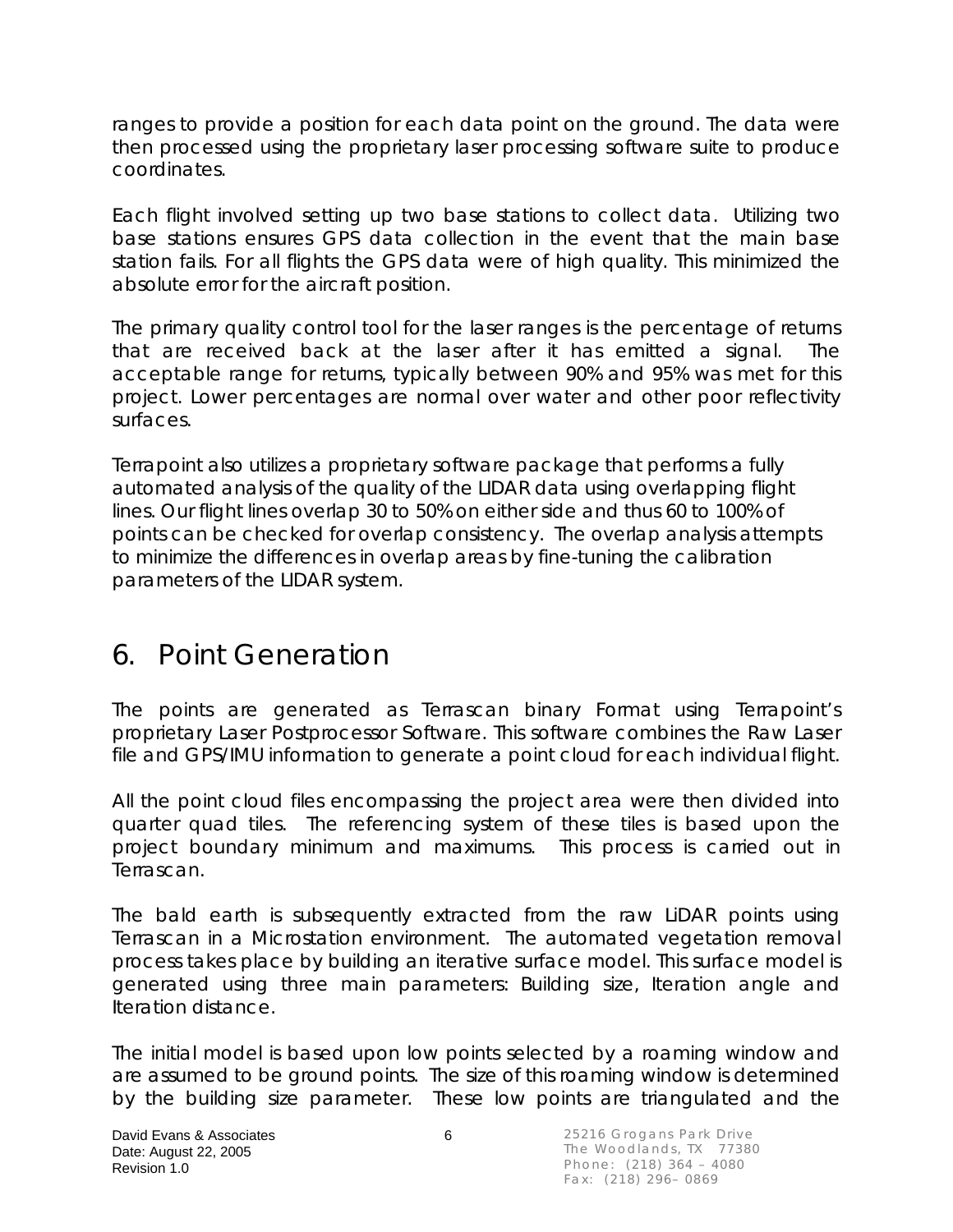ranges to provide a position for each data point on the ground. The data were then processed using the proprietary laser processing software suite to produce coordinates.

Each flight involved setting up two base stations to collect data. Utilizing two base stations ensures GPS data collection in the event that the main base station fails. For all flights the GPS data were of high quality. This minimized the absolute error for the aircraft position.

The primary quality control tool for the laser ranges is the percentage of returns that are received back at the laser after it has emitted a signal. The acceptable range for returns, typically between 90% and 95% was met for this project. Lower percentages are normal over water and other poor reflectivity surfaces.

Terrapoint also utilizes a proprietary software package that performs a fully automated analysis of the quality of the LIDAR data using overlapping flight lines. Our flight lines overlap 30 to 50% on either side and thus 60 to 100% of points can be checked for overlap consistency. The overlap analysis attempts to minimize the differences in overlap areas by fine-tuning the calibration parameters of the LIDAR system.

# 6. Point Generation

The points are generated as Terrascan binary Format using Terrapoint's proprietary Laser Postprocessor Software. This software combines the Raw Laser file and GPS/IMU information to generate a point cloud for each individual flight.

All the point cloud files encompassing the project area were then divided into quarter quad tiles. The referencing system of these tiles is based upon the project boundary minimum and maximums. This process is carried out in Terrascan.

The bald earth is subsequently extracted from the raw LiDAR points using Terrascan in a Microstation environment. The automated vegetation removal process takes place by building an iterative surface model. This surface model is generated using three main parameters: Building size, Iteration angle and Iteration distance.

The initial model is based upon low points selected by a roaming window and are assumed to be ground points. The size of this roaming window is determined by the building size parameter. These low points are triangulated and the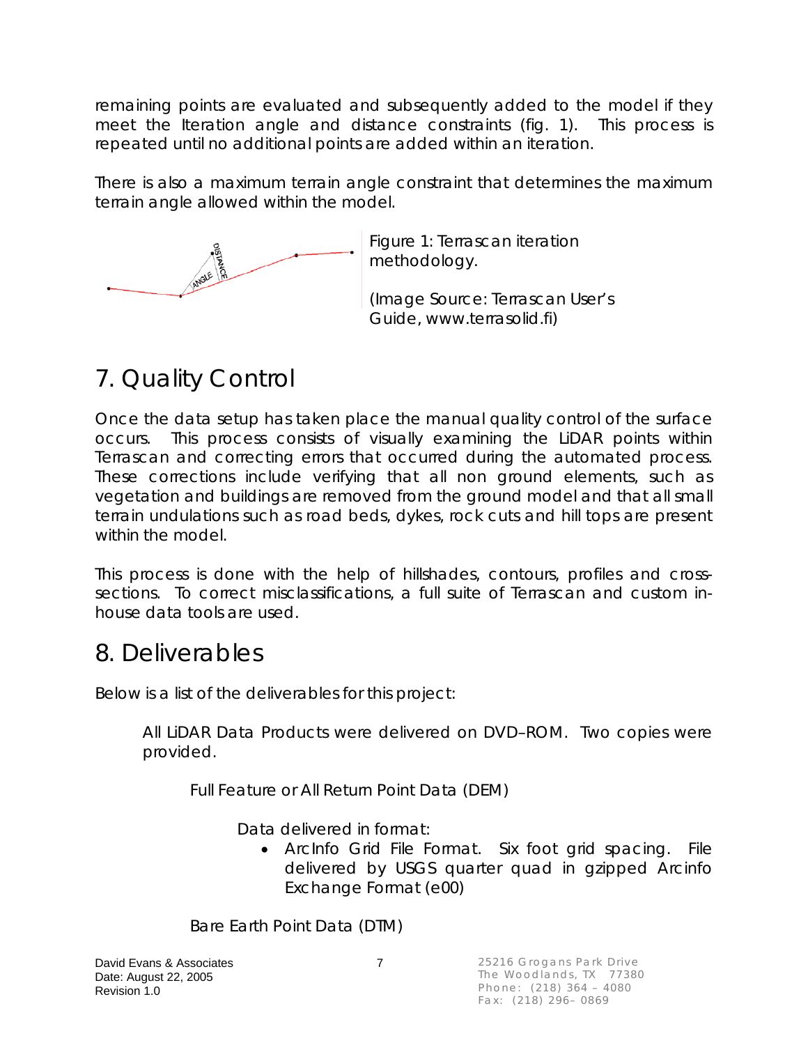remaining points are evaluated and subsequently added to the model if they meet the Iteration angle and distance constraints (fig. 1). This process is repeated until no additional points are added within an iteration.

There is also a maximum terrain angle constraint that determines the maximum terrain angle allowed within the model.

Figure 1: Terrascan iteration methodology.

(Image Source: Terrascan User's Guide, www.terrasolid.fi)

# 7. Quality Control

Once the data setup has taken place the manual quality control of the surface occurs. This process consists of visually examining the LiDAR points within Terrascan and correcting errors that occurred during the automated process. These corrections include verifying that all non ground elements, such as vegetation and buildings are removed from the ground model and that all small terrain undulations such as road beds, dykes, rock cuts and hill tops are present within the model.

This process is done with the help of hillshades, contours, profiles and cross-sections. To correct misclassifications, a full suite of Terrascan and custom in-house data tools are used.

# 8. Deliverables

Below is a list of the deliverables for this project:

All LiDAR Data Products were delivered on DVD–ROM. Two copies were provided.

Full Feature or All Return Point Data (DEM)

Data delivered in format:

- ArcInfo Grid File Format. Six foot grid spacing. File delivered by USGS quarter quad in gzipped Arcinfo Exchange Format (e00)

Bare Earth Point Data (DTM)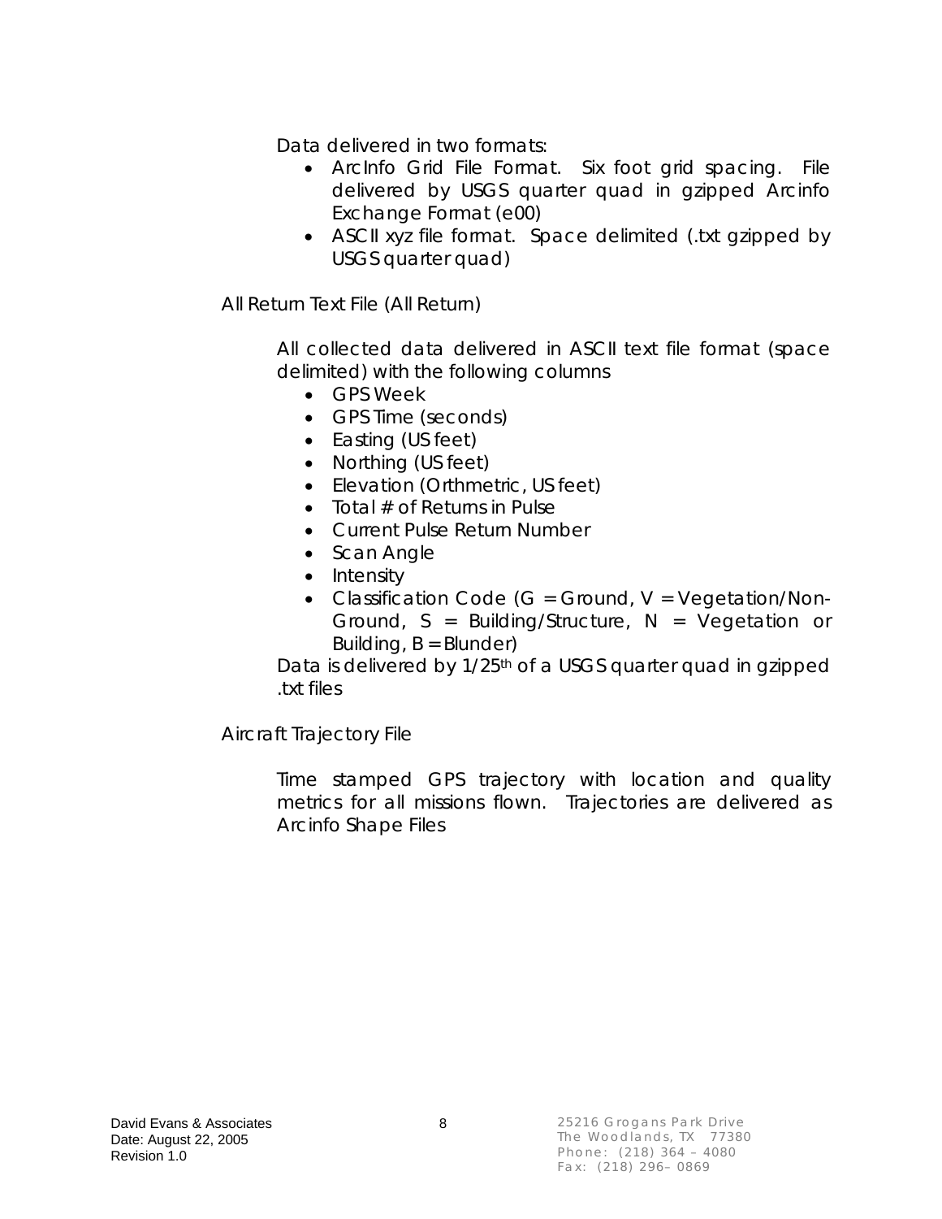Data delivered in two formats:

- ArcInfo Grid File Format. Six foot grid spacing. File delivered by USGS quarter quad in gzipped Arcinfo Exchange Format (e00)
- ASCII xyz file format. Space delimited (.txt gzipped by USGS quarter quad)

All Return Text File (All Return)

All collected data delivered in ASCII text file format (space delimited) with the following columns

- GPS Week
- GPS Time (seconds)
- Easting (US feet)
- Northing (US feet)
- Elevation (Orthmetric, US feet)
- Total # of Returns in Pulse
- Current Pulse Return Number
- Scan Angle
- Intensity
- Classification Code (G = Ground, V = Vegetation/Non-Ground, S = Building/Structure, N = Vegetation or Building, B = Blunder)

Data is delivered by 1/25th of a USGS quarter quad in gzipped .txt files

Aircraft Trajectory File

Time stamped GPS trajectory with location and quality metrics for all missions flown. Trajectories are delivered as Arcinfo Shape Files